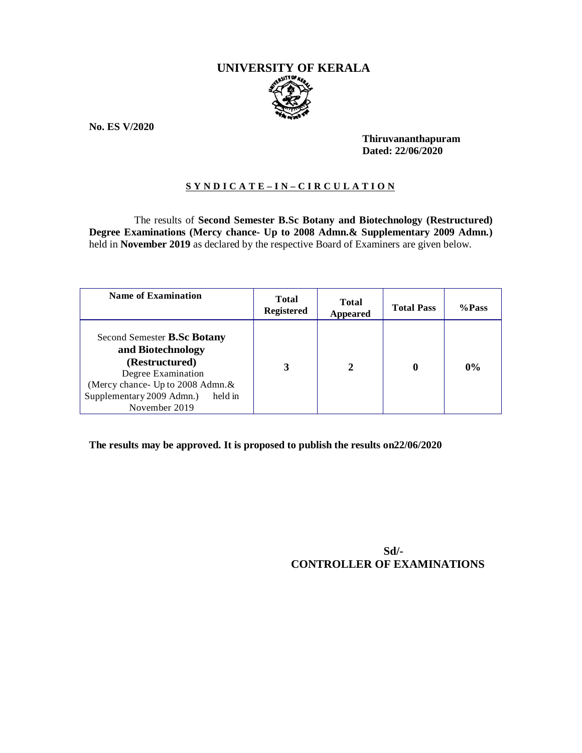# UNIVERSITY OF KERALA

**No. ES V/2020**

**Thiruvananthapuram**
**Dated: 22/06/2020**

**S Y N D I C A T E – I N – C I R C U L A T I O N**

The results of **Second Semester B.Sc Botany and Biotechnology (Restructured) Degree Examinations (Mercy chance- Up to 2008 Admn.& Supplementary 2009 Admn.)** held in **November 2019** as declared by the respective Board of Examiners are given below.

| Name of Examination | Total Registered | Total Appeared | Total Pass | %Pass |
|---|---|---|---|---|
| Second Semester **B.Sc Botany and Biotechnology (Restructured)** Degree Examination (Mercy chance- Up to 2008 Admn.& Supplementary 2009 Admn.) held in November 2019 | **3** | **2** | **0** | **0%** |

**The results may be approved. It is proposed to publish the results on22/06/2020**

**Sd/-**
**CONTROLLER OF EXAMINATIONS**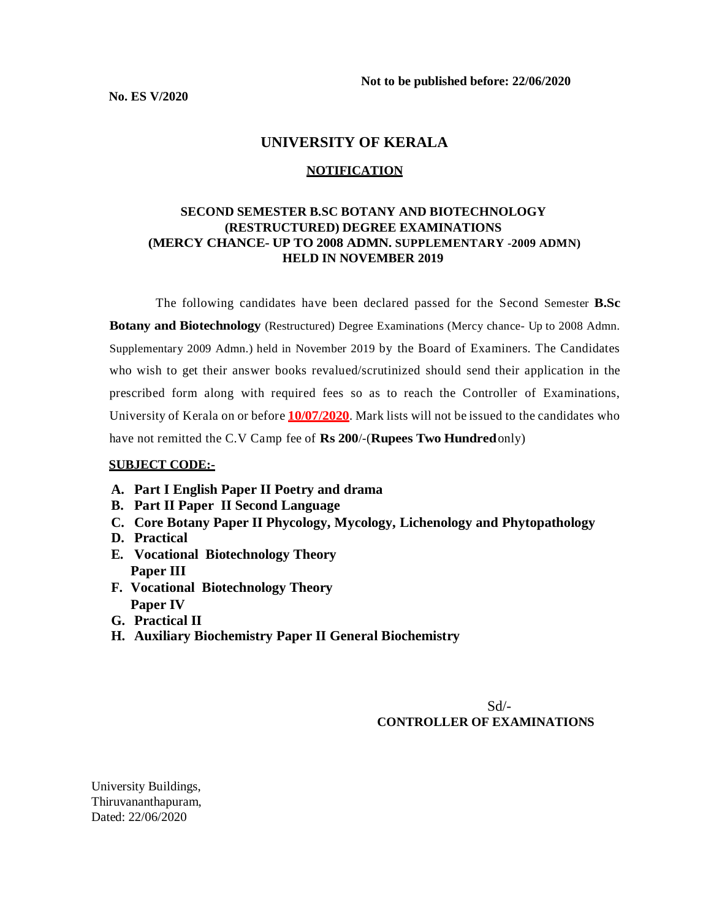**Not to be published before: 22/06/2020**

**No. ES V/2020**

# UNIVERSITY OF KERALA

## NOTIFICATION

### SECOND SEMESTER B.SC BOTANY AND BIOTECHNOLOGY (RESTRUCTURED) DEGREE EXAMINATIONS (MERCY CHANCE- UP TO 2008 ADMN. SUPPLEMENTARY -2009 ADMN) HELD IN NOVEMBER 2019

The following candidates have been declared passed for the Second Semester **B.Sc Botany and Biotechnology** (Restructured) Degree Examinations (Mercy chance- Up to 2008 Admn. Supplementary 2009 Admn.) held in November 2019 by the Board of Examiners. The Candidates who wish to get their answer books revalued/scrutinized should send their application in the prescribed form along with required fees so as to reach the Controller of Examinations, University of Kerala on or before **10/07/2020**. Mark lists will not be issued to the candidates who have not remitted the C.V Camp fee of **Rs 200**/-(**Rupees Two Hundred** only)

**SUBJECT CODE:-**

- **A. Part I English Paper II Poetry and drama**
- **B. Part II Paper II Second Language**
- **C. Core Botany Paper II Phycology, Mycology, Lichenology and Phytopathology**
- **D. Practical**
- **E. Vocational Biotechnology Theory Paper III**
- **F. Vocational Biotechnology Theory Paper IV**
- **G. Practical II**
- **H. Auxiliary Biochemistry Paper II General Biochemistry**

Sd/-
**CONTROLLER OF EXAMINATIONS**

University Buildings,
Thiruvananthapuram,
Dated: 22/06/2020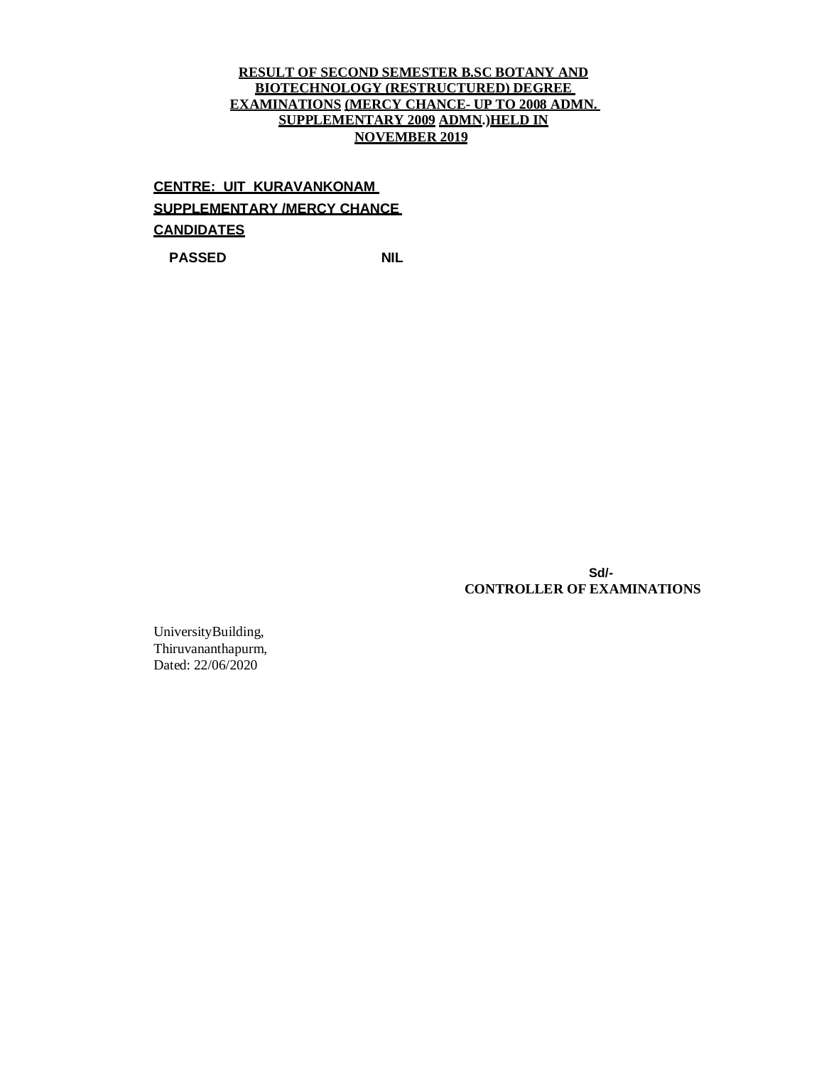**RESULT OF SECOND SEMESTER B.SC BOTANY AND BIOTECHNOLOGY (RESTRUCTURED) DEGREE EXAMINATIONS (MERCY CHANCE- UP TO 2008 ADMN. SUPPLEMENTARY 2009 ADMN.)HELD IN NOVEMBER 2019**

**CENTRE: UIT KURAVANKONAM**

**SUPPLEMENTARY /MERCY CHANCE CANDIDATES**

**PASSED** **NIL**

**Sd/-**
**CONTROLLER OF EXAMINATIONS**

UniversityBuilding,
Thiruvananthapurm,
Dated: 22/06/2020